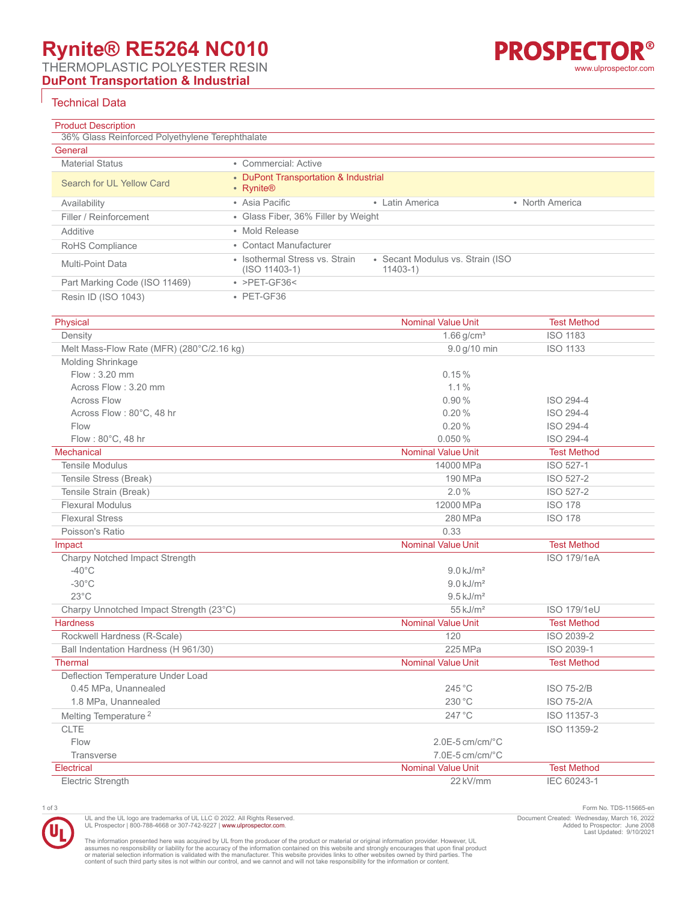# Rynite® RE5264 NC010

THERMOPLASTIC POLYESTER RESIN

**DuPont Transportation & Industrial**

## Technical Data

| Product Description | |
|---|---|
| 36% Glass Reinforced Polyethylene Terephthalate | |

| General | | | |
|---|---|---|---|
| Material Status | • Commercial: Active | | |
| Search for UL Yellow Card | • DuPont Transportation & Industrial<br>• Rynite® | | |
| Availability | • Asia Pacific | • Latin America | • North America |
| Filler / Reinforcement | • Glass Fiber, 36% Filler by Weight | | |
| Additive | • Mold Release | | |
| RoHS Compliance | • Contact Manufacturer | | |
| Multi-Point Data | • Isothermal Stress vs. Strain (ISO 11403-1) | • Secant Modulus vs. Strain (ISO 11403-1) | |
| Part Marking Code (ISO 11469) | • >PET-GF36< | | |
| Resin ID (ISO 1043) | • PET-GF36 | | |

| Physical | Nominal Value Unit | Test Method |
|---|---|---|
| Density | 1.66 g/cm³ | ISO 1183 |
| Melt Mass-Flow Rate (MFR) (280°C/2.16 kg) | 9.0 g/10 min | ISO 1133 |
| Molding Shrinkage | | |
| Flow : 3.20 mm | 0.15 % | |
| Across Flow : 3.20 mm | 1.1 % | |
| Across Flow | 0.90 % | ISO 294-4 |
| Across Flow : 80°C, 48 hr | 0.20 % | ISO 294-4 |
| Flow | 0.20 % | ISO 294-4 |
| Flow : 80°C, 48 hr | 0.050 % | ISO 294-4 |

| Mechanical | Nominal Value Unit | Test Method |
|---|---|---|
| Tensile Modulus | 14000 MPa | ISO 527-1 |
| Tensile Stress (Break) | 190 MPa | ISO 527-2 |
| Tensile Strain (Break) | 2.0 % | ISO 527-2 |
| Flexural Modulus | 12000 MPa | ISO 178 |
| Flexural Stress | 280 MPa | ISO 178 |
| Poisson's Ratio | 0.33 | |

| Impact | Nominal Value Unit | Test Method |
|---|---|---|
| Charpy Notched Impact Strength | | ISO 179/1eA |
| -40°C | 9.0 kJ/m² | |
| -30°C | 9.0 kJ/m² | |
| 23°C | 9.5 kJ/m² | |
| Charpy Unnotched Impact Strength (23°C) | 55 kJ/m² | ISO 179/1eU |

| Hardness | Nominal Value Unit | Test Method |
|---|---|---|
| Rockwell Hardness (R-Scale) | 120 | ISO 2039-2 |
| Ball Indentation Hardness (H 961/30) | 225 MPa | ISO 2039-1 |

| Thermal | Nominal Value Unit | Test Method |
|---|---|---|
| Deflection Temperature Under Load | | |
| 0.45 MPa, Unannealed | 245 °C | ISO 75-2/B |
| 1.8 MPa, Unannealed | 230 °C | ISO 75-2/A |
| Melting Temperature [2] | 247 °C | ISO 11357-3 |
| CLTE | | ISO 11359-2 |
| Flow | 2.0E-5 cm/cm/°C | |
| Transverse | 7.0E-5 cm/cm/°C | |

| Electrical | Nominal Value Unit | Test Method |
|---|---|---|
| Electric Strength | 22 kV/mm | IEC 60243-1 |

Form No. TDS-115665-en

UL and the UL logo are trademarks of UL LLC © 2022. All Rights Reserved.
UL Prospector | 800-788-4668 or 307-742-9227 | www.ulprospector.com.

Document Created: Wednesday, March 16, 2022
Added to Prospector: June 2008
Last Updated: 9/10/2021

The information presented here was acquired by UL from the producer of the product or material or original information provider. However, UL assumes no responsibility or liability for the accuracy of the information contained on this website and strongly encourages that upon final product or material selection information is validated with the manufacturer. This website provides links to other websites owned by third parties. The content of such third party sites is not within our control, and we cannot and will not take responsibility for the information or content.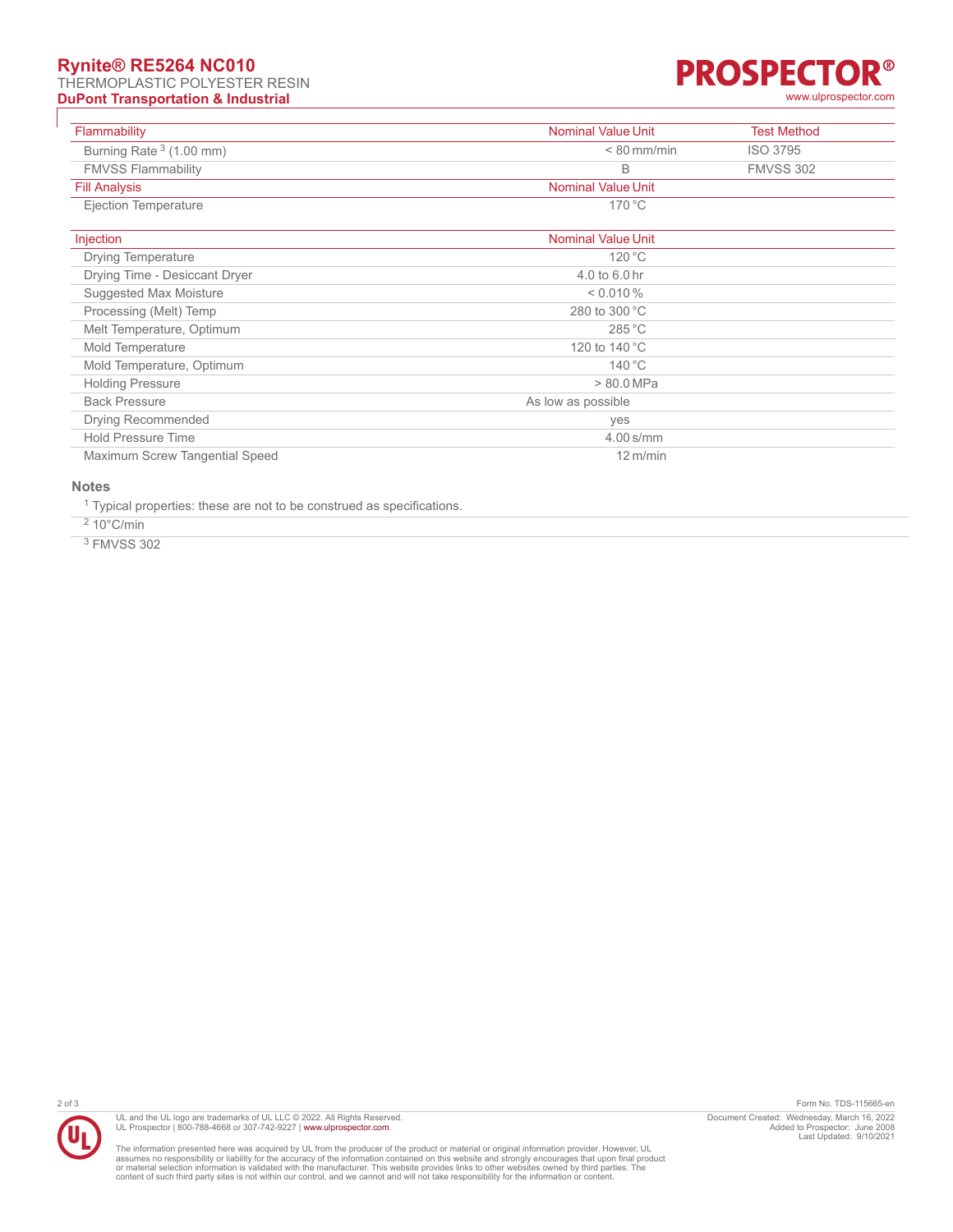| Flammability | Nominal Value | Unit | Test Method |
| --- | --- | --- | --- |
| Burning Rate [3] (1.00 mm) | < 80 | mm/min | ISO 3795 |
| FMVSS Flammability | B | | FMVSS 302 |

| Fill Analysis | Nominal Value | Unit |
| --- | --- | --- |
| Ejection Temperature | 170 | °C |

| Injection | Nominal Value | Unit |
| --- | --- | --- |
| Drying Temperature | 120 | °C |
| Drying Time - Desiccant Dryer | 4.0 to 6.0 | hr |
| Suggested Max Moisture | < 0.010 | % |
| Processing (Melt) Temp | 280 to 300 | °C |
| Melt Temperature, Optimum | 285 | °C |
| Mold Temperature | 120 to 140 | °C |
| Mold Temperature, Optimum | 140 | °C |
| Holding Pressure | > 80.0 | MPa |
| Back Pressure | As low as possible | |
| Drying Recommended | yes | |
| Hold Pressure Time | 4.00 | s/mm |
| Maximum Screw Tangential Speed | 12 | m/min |

## Notes

[1] Typical properties: these are not to be construed as specifications.

[2] 10°C/min

[3] FMVSS 302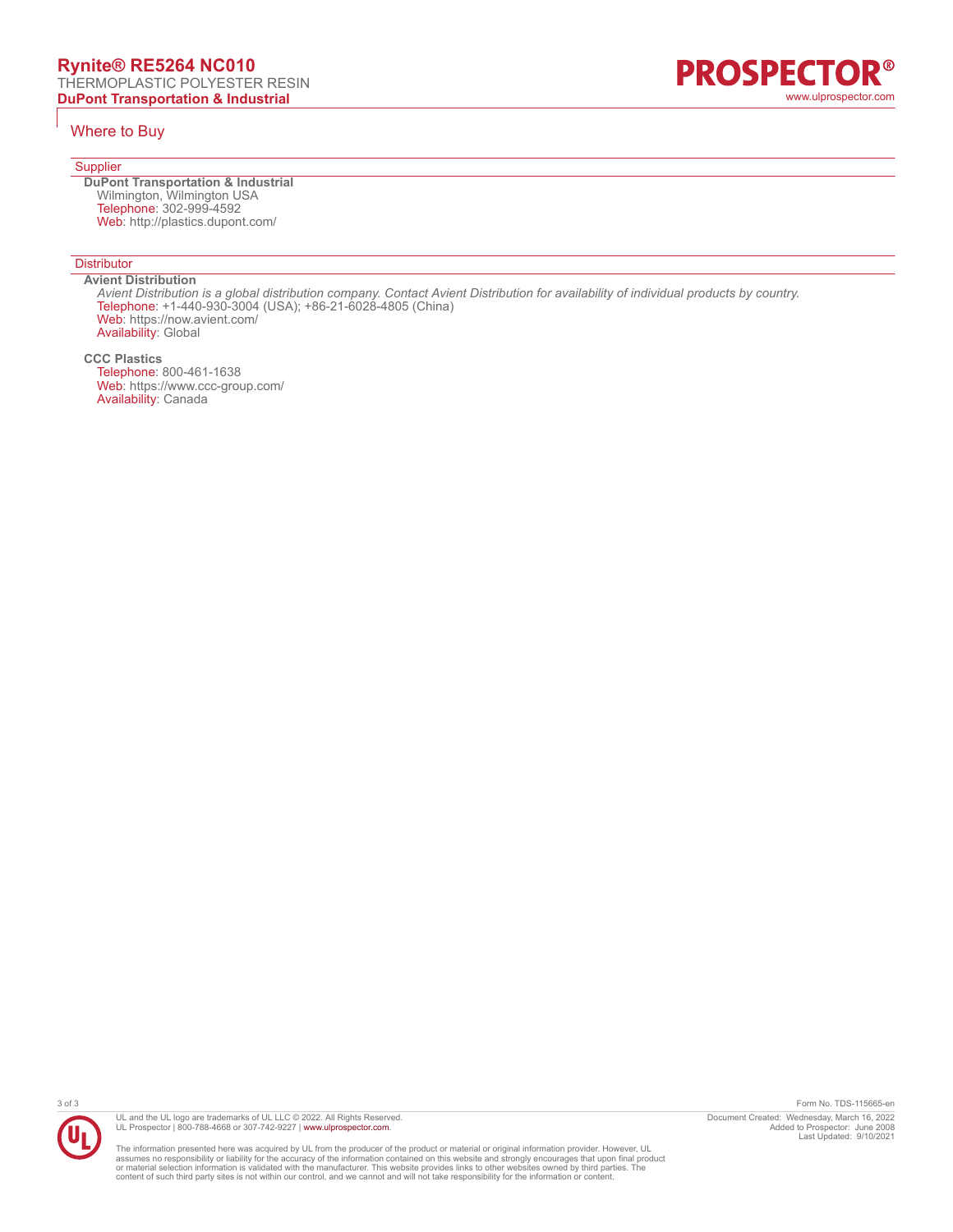## Where to Buy

### Supplier

**DuPont Transportation & Industrial**
Wilmington, Wilmington USA
Telephone: 302-999-4592
Web: http://plastics.dupont.com/

### Distributor

**Avient Distribution**
*Avient Distribution is a global distribution company. Contact Avient Distribution for availability of individual products by country.*
Telephone: +1-440-930-3004 (USA); +86-21-6028-4805 (China)
Web: https://now.avient.com/
Availability: Global

**CCC Plastics**
Telephone: 800-461-1638
Web: https://www.ccc-group.com/
Availability: Canada

UL and the UL logo are trademarks of UL LLC © 2022. All Rights Reserved.
UL Prospector | 800-788-4668 or 307-742-9227 | www.ulprospector.com.

The information presented here was acquired by UL from the producer of the product or material or original information provider. However, UL assumes no responsibility or liability for the accuracy of the information contained on this website and strongly encourages that upon final product or material selection information is validated with the manufacturer. This website provides links to other websites owned by third parties. The content of such third party sites is not within our control, and we cannot and will not take responsibility for the information or content.

Form No. TDS-115665-en
Document Created: Wednesday, March 16, 2022
Added to Prospector: June 2008
Last Updated: 9/10/2021